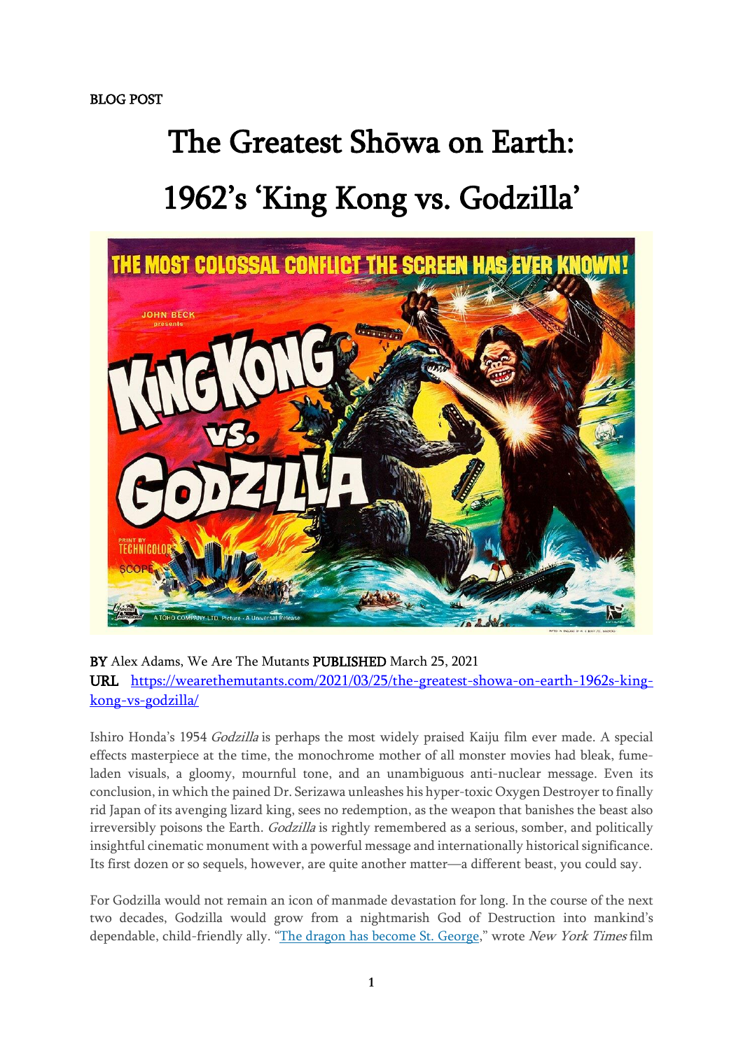BLOG POST

# The Greatest Shōwa on Earth: 1962's 'King Kong vs. Godzilla'

**BY** Alex Adams, We Are The Mutants **PUBLISHED** March 25, 2021
**URL** [https://wearethemutants.com/2021/03/25/the-greatest-showa-on-earth-1962s-king-kong-vs-godzilla/](https://wearethemutants.com/2021/03/25/the-greatest-showa-on-earth-1962s-king-kong-vs-godzilla/)

Ishiro Honda's 1954 *Godzilla* is perhaps the most widely praised Kaiju film ever made. A special effects masterpiece at the time, the monochrome mother of all monster movies had bleak, fume-laden visuals, a gloomy, mournful tone, and an unambiguous anti-nuclear message. Even its conclusion, in which the pained Dr. Serizawa unleashes his hyper-toxic Oxygen Destroyer to finally rid Japan of its avenging lizard king, sees no redemption, as the weapon that banishes the beast also irreversibly poisons the Earth. *Godzilla* is rightly remembered as a serious, somber, and politically insightful cinematic monument with a powerful message and internationally historical significance. Its first dozen or so sequels, however, are quite another matter—a different beast, you could say.

For Godzilla would not remain an icon of manmade devastation for long. In the course of the next two decades, Godzilla would grow from a nightmarish God of Destruction into mankind's dependable, child-friendly ally. "The dragon has become St. George," wrote *New York Times* film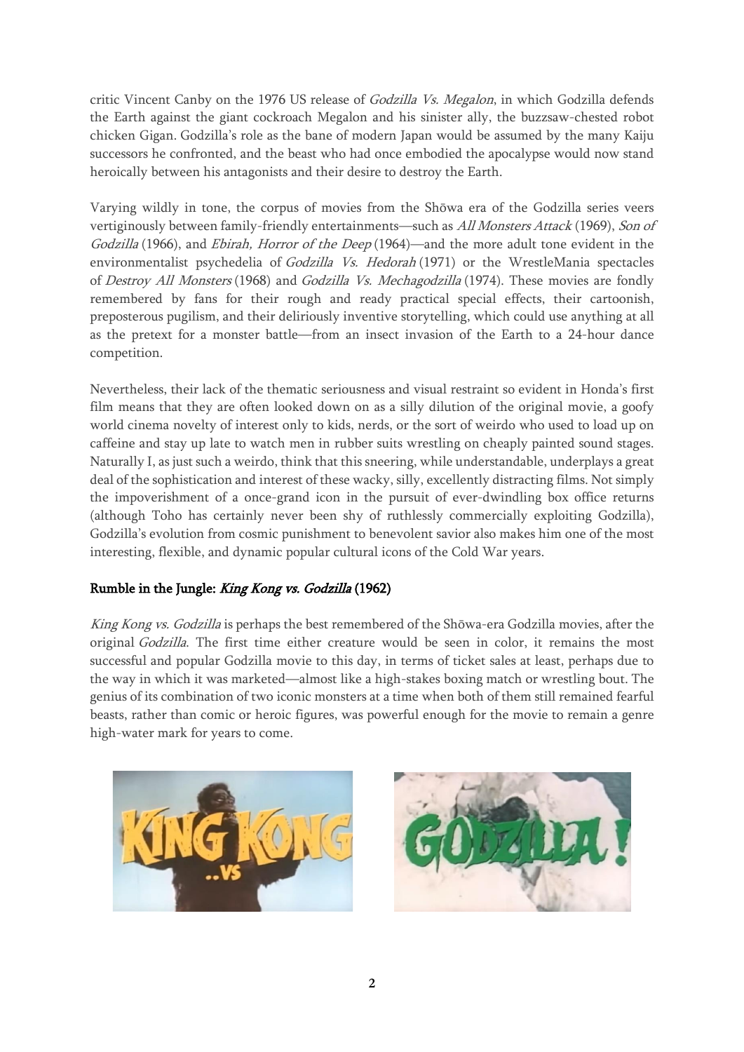critic Vincent Canby on the 1976 US release of *Godzilla Vs. Megalon*, in which Godzilla defends the Earth against the giant cockroach Megalon and his sinister ally, the buzzsaw-chested robot chicken Gigan. Godzilla's role as the bane of modern Japan would be assumed by the many Kaiju successors he confronted, and the beast who had once embodied the apocalypse would now stand heroically between his antagonists and their desire to destroy the Earth.

Varying wildly in tone, the corpus of movies from the Shōwa era of the Godzilla series veers vertiginously between family-friendly entertainments—such as *All Monsters Attack* (1969), *Son of Godzilla* (1966), and *Ebirah, Horror of the Deep* (1964)—and the more adult tone evident in the environmentalist psychedelia of *Godzilla Vs. Hedorah* (1971) or the WrestleMania spectacles of *Destroy All Monsters* (1968) and *Godzilla Vs. Mechagodzilla* (1974). These movies are fondly remembered by fans for their rough and ready practical special effects, their cartoonish, preposterous pugilism, and their deliriously inventive storytelling, which could use anything at all as the pretext for a monster battle—from an insect invasion of the Earth to a 24-hour dance competition.

Nevertheless, their lack of the thematic seriousness and visual restraint so evident in Honda's first film means that they are often looked down on as a silly dilution of the original movie, a goofy world cinema novelty of interest only to kids, nerds, or the sort of weirdo who used to load up on caffeine and stay up late to watch men in rubber suits wrestling on cheaply painted sound stages. Naturally I, as just such a weirdo, think that this sneering, while understandable, underplays a great deal of the sophistication and interest of these wacky, silly, excellently distracting films. Not simply the impoverishment of a once-grand icon in the pursuit of ever-dwindling box office returns (although Toho has certainly never been shy of ruthlessly commercially exploiting Godzilla), Godzilla's evolution from cosmic punishment to benevolent savior also makes him one of the most interesting, flexible, and dynamic popular cultural icons of the Cold War years.

### Rumble in the Jungle: *King Kong vs. Godzilla* (1962)

*King Kong vs. Godzilla* is perhaps the best remembered of the Shōwa-era Godzilla movies, after the original *Godzilla*. The first time either creature would be seen in color, it remains the most successful and popular Godzilla movie to this day, in terms of ticket sales at least, perhaps due to the way in which it was marketed—almost like a high-stakes boxing match or wrestling bout. The genius of its combination of two iconic monsters at a time when both of them still remained fearful beasts, rather than comic or heroic figures, was powerful enough for the movie to remain a genre high-water mark for years to come.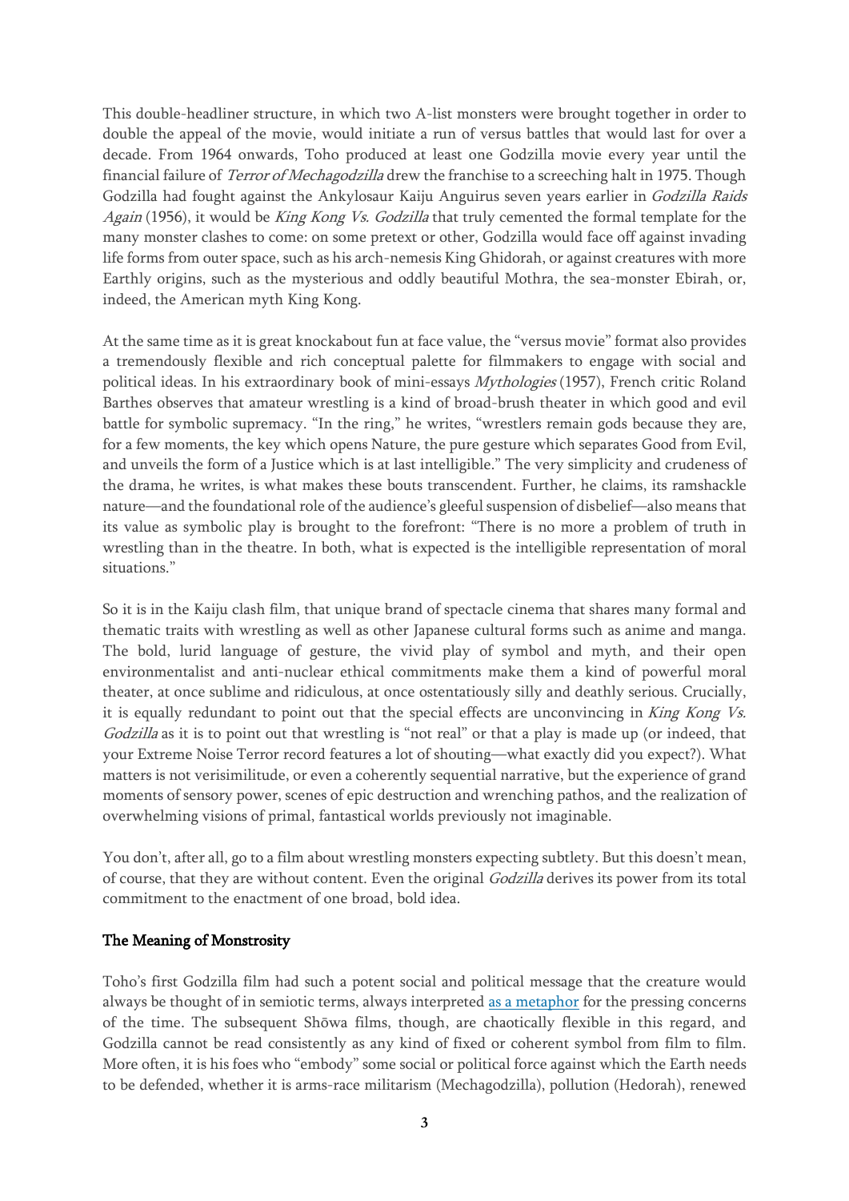This double-headliner structure, in which two A-list monsters were brought together in order to double the appeal of the movie, would initiate a run of versus battles that would last for over a decade. From 1964 onwards, Toho produced at least one Godzilla movie every year until the financial failure of *Terror of Mechagodzilla* drew the franchise to a screeching halt in 1975. Though Godzilla had fought against the Ankylosaur Kaiju Anguirus seven years earlier in *Godzilla Raids Again* (1956), it would be *King Kong Vs. Godzilla* that truly cemented the formal template for the many monster clashes to come: on some pretext or other, Godzilla would face off against invading life forms from outer space, such as his arch-nemesis King Ghidorah, or against creatures with more Earthly origins, such as the mysterious and oddly beautiful Mothra, the sea-monster Ebirah, or, indeed, the American myth King Kong.

At the same time as it is great knockabout fun at face value, the "versus movie" format also provides a tremendously flexible and rich conceptual palette for filmmakers to engage with social and political ideas. In his extraordinary book of mini-essays *Mythologies* (1957), French critic Roland Barthes observes that amateur wrestling is a kind of broad-brush theater in which good and evil battle for symbolic supremacy. "In the ring," he writes, "wrestlers remain gods because they are, for a few moments, the key which opens Nature, the pure gesture which separates Good from Evil, and unveils the form of a Justice which is at last intelligible." The very simplicity and crudeness of the drama, he writes, is what makes these bouts transcendent. Further, he claims, its ramshackle nature—and the foundational role of the audience's gleeful suspension of disbelief—also means that its value as symbolic play is brought to the forefront: "There is no more a problem of truth in wrestling than in the theatre. In both, what is expected is the intelligible representation of moral situations."

So it is in the Kaiju clash film, that unique brand of spectacle cinema that shares many formal and thematic traits with wrestling as well as other Japanese cultural forms such as anime and manga. The bold, lurid language of gesture, the vivid play of symbol and myth, and their open environmentalist and anti-nuclear ethical commitments make them a kind of powerful moral theater, at once sublime and ridiculous, at once ostentatiously silly and deathly serious. Crucially, it is equally redundant to point out that the special effects are unconvincing in *King Kong Vs. Godzilla* as it is to point out that wrestling is "not real" or that a play is made up (or indeed, that your Extreme Noise Terror record features a lot of shouting—what exactly did you expect?). What matters is not verisimilitude, or even a coherently sequential narrative, but the experience of grand moments of sensory power, scenes of epic destruction and wrenching pathos, and the realization of overwhelming visions of primal, fantastical worlds previously not imaginable.

You don't, after all, go to a film about wrestling monsters expecting subtlety. But this doesn't mean, of course, that they are without content. Even the original *Godzilla* derives its power from its total commitment to the enactment of one broad, bold idea.

## The Meaning of Monstrosity

Toho's first Godzilla film had such a potent social and political message that the creature would always be thought of in semiotic terms, always interpreted as a metaphor for the pressing concerns of the time. The subsequent Shōwa films, though, are chaotically flexible in this regard, and Godzilla cannot be read consistently as any kind of fixed or coherent symbol from film to film. More often, it is his foes who "embody" some social or political force against which the Earth needs to be defended, whether it is arms-race militarism (Mechagodzilla), pollution (Hedorah), renewed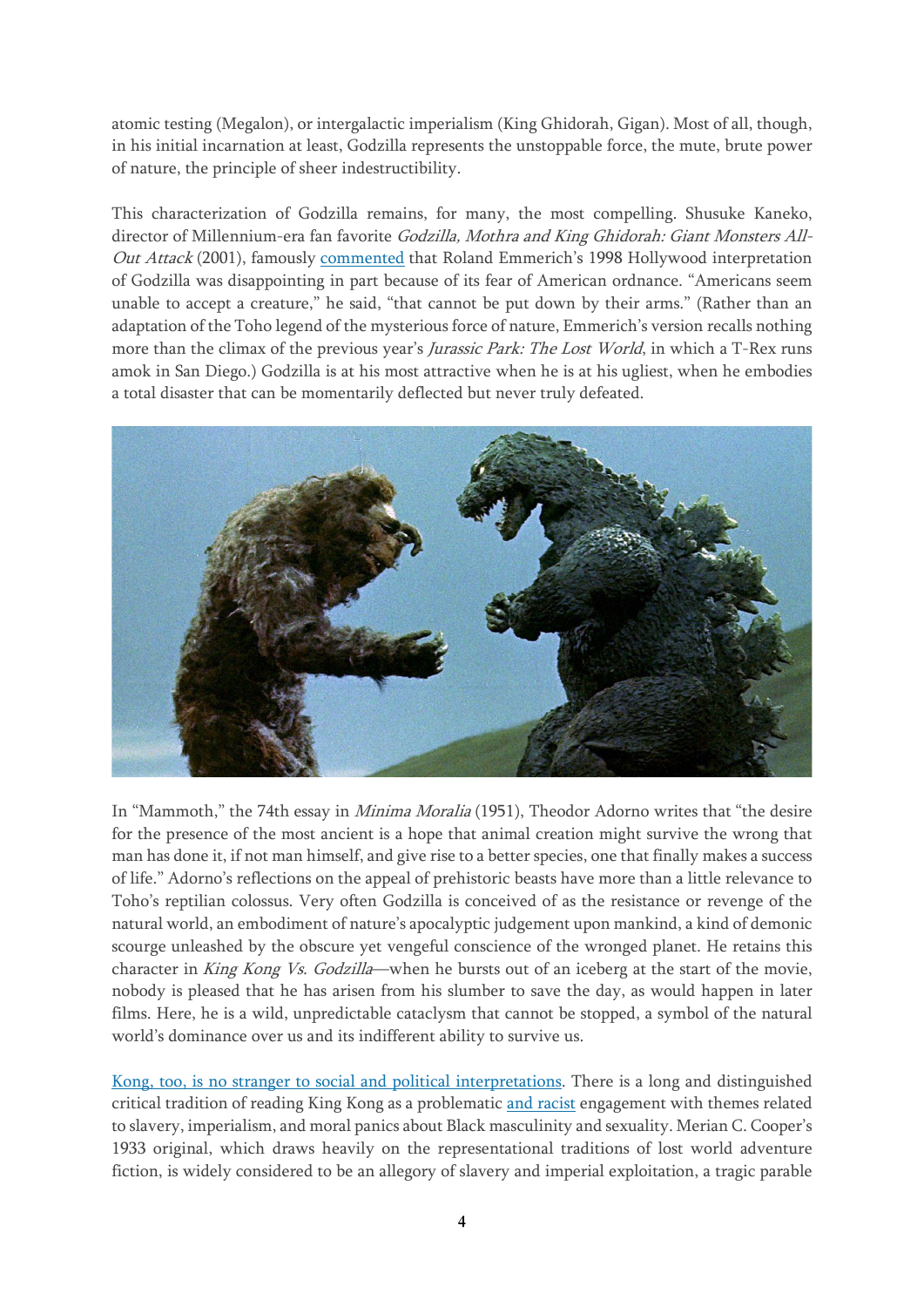atomic testing (Megalon), or intergalactic imperialism (King Ghidorah, Gigan). Most of all, though, in his initial incarnation at least, Godzilla represents the unstoppable force, the mute, brute power of nature, the principle of sheer indestructibility.

This characterization of Godzilla remains, for many, the most compelling. Shusuke Kaneko, director of Millennium-era fan favorite *Godzilla, Mothra and King Ghidorah: Giant Monsters All-Out Attack* (2001), famously commented that Roland Emmerich's 1998 Hollywood interpretation of Godzilla was disappointing in part because of its fear of American ordnance. "Americans seem unable to accept a creature," he said, "that cannot be put down by their arms." (Rather than an adaptation of the Toho legend of the mysterious force of nature, Emmerich's version recalls nothing more than the climax of the previous year's *Jurassic Park: The Lost World*, in which a T-Rex runs amok in San Diego.) Godzilla is at his most attractive when he is at his ugliest, when he embodies a total disaster that can be momentarily deflected but never truly defeated.

In "Mammoth," the 74th essay in *Minima Moralia* (1951), Theodor Adorno writes that "the desire for the presence of the most ancient is a hope that animal creation might survive the wrong that man has done it, if not man himself, and give rise to a better species, one that finally makes a success of life." Adorno's reflections on the appeal of prehistoric beasts have more than a little relevance to Toho's reptilian colossus. Very often Godzilla is conceived of as the resistance or revenge of the natural world, an embodiment of nature's apocalyptic judgement upon mankind, a kind of demonic scourge unleashed by the obscure yet vengeful conscience of the wronged planet. He retains this character in *King Kong Vs. Godzilla*—when he bursts out of an iceberg at the start of the movie, nobody is pleased that he has arisen from his slumber to save the day, as would happen in later films. Here, he is a wild, unpredictable cataclysm that cannot be stopped, a symbol of the natural world's dominance over us and its indifferent ability to survive us.

Kong, too, is no stranger to social and political interpretations. There is a long and distinguished critical tradition of reading King Kong as a problematic and racist engagement with themes related to slavery, imperialism, and moral panics about Black masculinity and sexuality. Merian C. Cooper's 1933 original, which draws heavily on the representational traditions of lost world adventure fiction, is widely considered to be an allegory of slavery and imperial exploitation, a tragic parable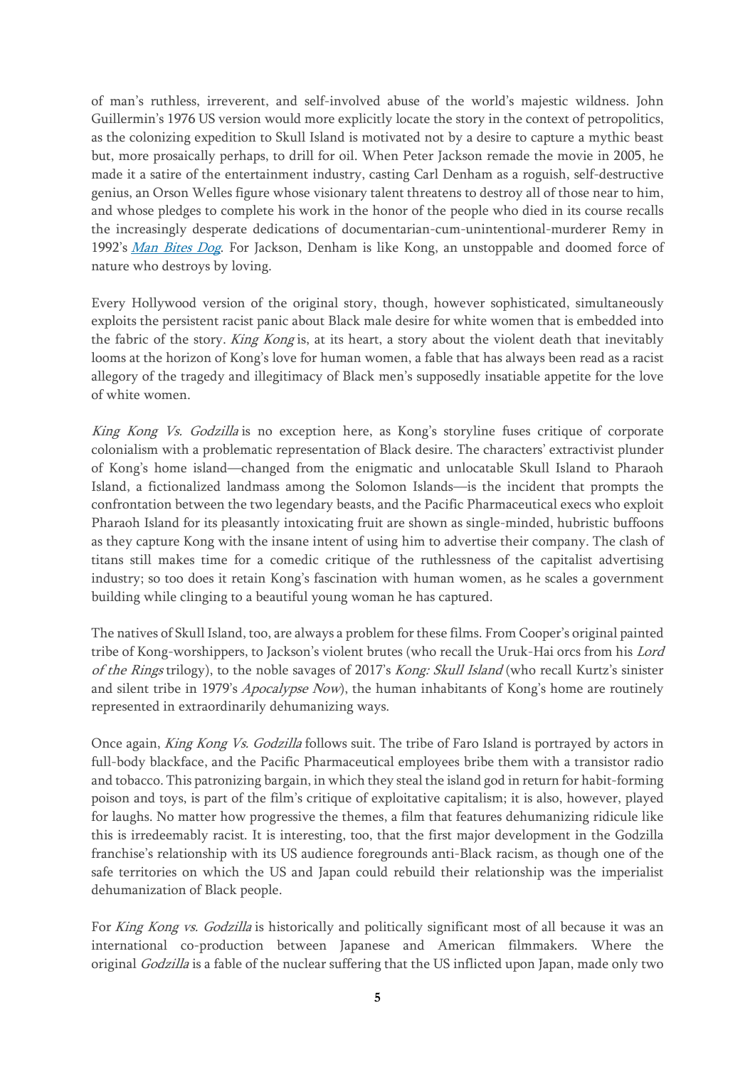of man's ruthless, irreverent, and self-involved abuse of the world's majestic wildness. John Guillermin's 1976 US version would more explicitly locate the story in the context of petropolitics, as the colonizing expedition to Skull Island is motivated not by a desire to capture a mythic beast but, more prosaically perhaps, to drill for oil. When Peter Jackson remade the movie in 2005, he made it a satire of the entertainment industry, casting Carl Denham as a roguish, self-destructive genius, an Orson Welles figure whose visionary talent threatens to destroy all of those near to him, and whose pledges to complete his work in the honor of the people who died in its course recalls the increasingly desperate dedications of documentarian-cum-unintentional-murderer Remy in 1992's *Man Bites Dog*. For Jackson, Denham is like Kong, an unstoppable and doomed force of nature who destroys by loving.

Every Hollywood version of the original story, though, however sophisticated, simultaneously exploits the persistent racist panic about Black male desire for white women that is embedded into the fabric of the story. *King Kong* is, at its heart, a story about the violent death that inevitably looms at the horizon of Kong's love for human women, a fable that has always been read as a racist allegory of the tragedy and illegitimacy of Black men's supposedly insatiable appetite for the love of white women.

*King Kong Vs. Godzilla* is no exception here, as Kong's storyline fuses critique of corporate colonialism with a problematic representation of Black desire. The characters' extractivist plunder of Kong's home island—changed from the enigmatic and unlocatable Skull Island to Pharaoh Island, a fictionalized landmass among the Solomon Islands—is the incident that prompts the confrontation between the two legendary beasts, and the Pacific Pharmaceutical execs who exploit Pharaoh Island for its pleasantly intoxicating fruit are shown as single-minded, hubristic buffoons as they capture Kong with the insane intent of using him to advertise their company. The clash of titans still makes time for a comedic critique of the ruthlessness of the capitalist advertising industry; so too does it retain Kong's fascination with human women, as he scales a government building while clinging to a beautiful young woman he has captured.

The natives of Skull Island, too, are always a problem for these films. From Cooper's original painted tribe of Kong-worshippers, to Jackson's violent brutes (who recall the Uruk-Hai orcs from his *Lord of the Rings* trilogy), to the noble savages of 2017's *Kong: Skull Island* (who recall Kurtz's sinister and silent tribe in 1979's *Apocalypse Now*), the human inhabitants of Kong's home are routinely represented in extraordinarily dehumanizing ways.

Once again, *King Kong Vs. Godzilla* follows suit. The tribe of Faro Island is portrayed by actors in full-body blackface, and the Pacific Pharmaceutical employees bribe them with a transistor radio and tobacco. This patronizing bargain, in which they steal the island god in return for habit-forming poison and toys, is part of the film's critique of exploitative capitalism; it is also, however, played for laughs. No matter how progressive the themes, a film that features dehumanizing ridicule like this is irredeemably racist. It is interesting, too, that the first major development in the Godzilla franchise's relationship with its US audience foregrounds anti-Black racism, as though one of the safe territories on which the US and Japan could rebuild their relationship was the imperialist dehumanization of Black people.

For *King Kong vs. Godzilla* is historically and politically significant most of all because it was an international co-production between Japanese and American filmmakers. Where the original *Godzilla* is a fable of the nuclear suffering that the US inflicted upon Japan, made only two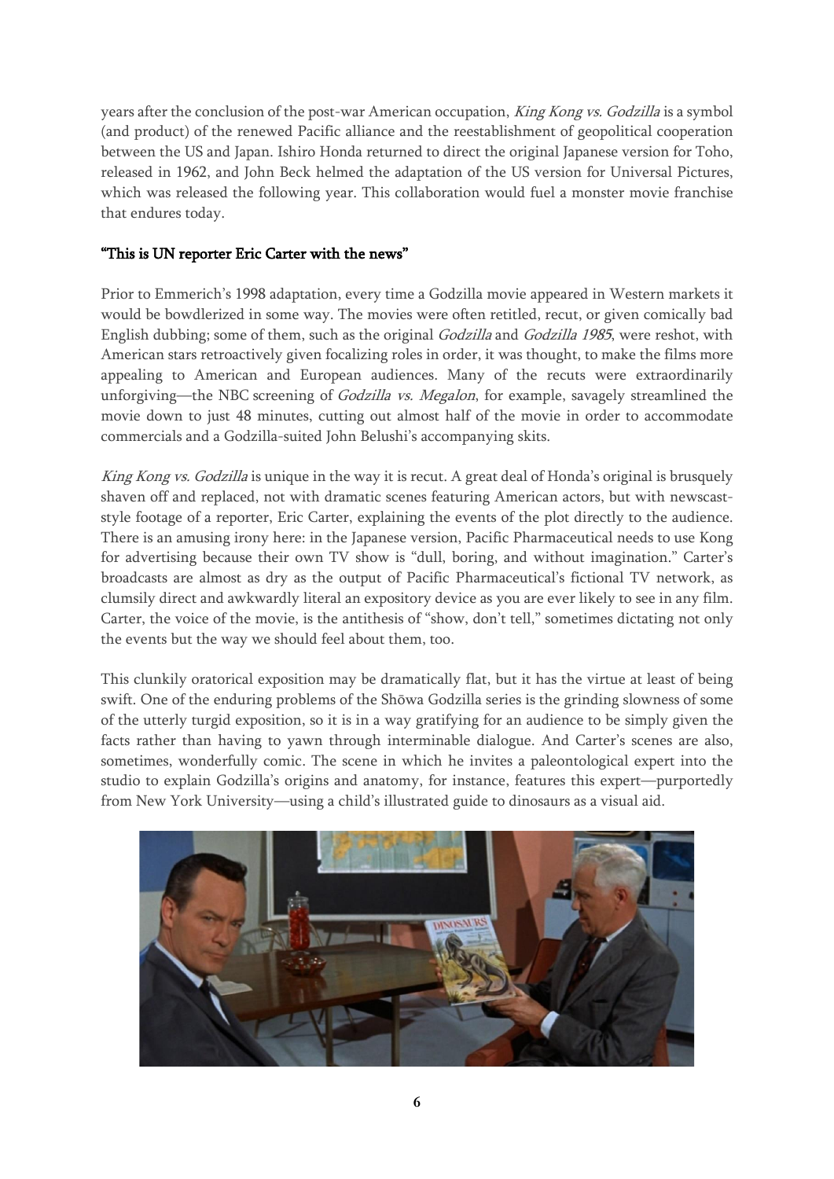years after the conclusion of the post-war American occupation, *King Kong vs. Godzilla* is a symbol (and product) of the renewed Pacific alliance and the reestablishment of geopolitical cooperation between the US and Japan. Ishiro Honda returned to direct the original Japanese version for Toho, released in 1962, and John Beck helmed the adaptation of the US version for Universal Pictures, which was released the following year. This collaboration would fuel a monster movie franchise that endures today.

### "This is UN reporter Eric Carter with the news"

Prior to Emmerich's 1998 adaptation, every time a Godzilla movie appeared in Western markets it would be bowdlerized in some way. The movies were often retitled, recut, or given comically bad English dubbing; some of them, such as the original *Godzilla* and *Godzilla 1985*, were reshot, with American stars retroactively given focalizing roles in order, it was thought, to make the films more appealing to American and European audiences. Many of the recuts were extraordinarily unforgiving—the NBC screening of *Godzilla vs. Megalon*, for example, savagely streamlined the movie down to just 48 minutes, cutting out almost half of the movie in order to accommodate commercials and a Godzilla-suited John Belushi's accompanying skits.

*King Kong vs. Godzilla* is unique in the way it is recut. A great deal of Honda's original is brusquely shaven off and replaced, not with dramatic scenes featuring American actors, but with newscast-style footage of a reporter, Eric Carter, explaining the events of the plot directly to the audience. There is an amusing irony here: in the Japanese version, Pacific Pharmaceutical needs to use Kong for advertising because their own TV show is "dull, boring, and without imagination." Carter's broadcasts are almost as dry as the output of Pacific Pharmaceutical's fictional TV network, as clumsily direct and awkwardly literal an expository device as you are ever likely to see in any film. Carter, the voice of the movie, is the antithesis of "show, don't tell," sometimes dictating not only the events but the way we should feel about them, too.

This clunkily oratorical exposition may be dramatically flat, but it has the virtue at least of being swift. One of the enduring problems of the Shōwa Godzilla series is the grinding slowness of some of the utterly turgid exposition, so it is in a way gratifying for an audience to be simply given the facts rather than having to yawn through interminable dialogue. And Carter's scenes are also, sometimes, wonderfully comic. The scene in which he invites a paleontological expert into the studio to explain Godzilla's origins and anatomy, for instance, features this expert—purportedly from New York University—using a child's illustrated guide to dinosaurs as a visual aid.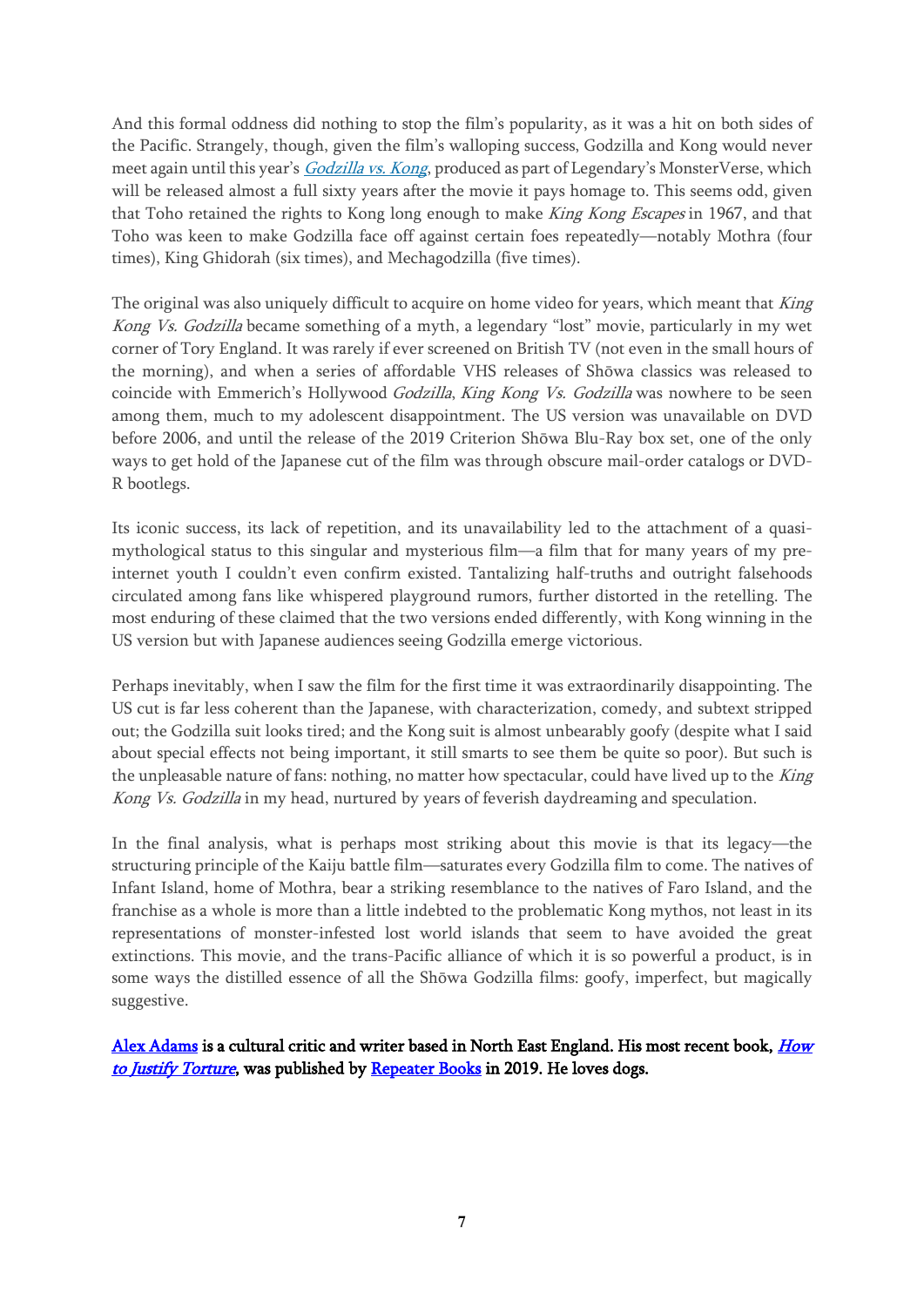And this formal oddness did nothing to stop the film's popularity, as it was a hit on both sides of the Pacific. Strangely, though, given the film's walloping success, Godzilla and Kong would never meet again until this year's [*Godzilla vs. Kong*](), produced as part of Legendary's MonsterVerse, which will be released almost a full sixty years after the movie it pays homage to. This seems odd, given that Toho retained the rights to Kong long enough to make *King Kong Escapes* in 1967, and that Toho was keen to make Godzilla face off against certain foes repeatedly—notably Mothra (four times), King Ghidorah (six times), and Mechagodzilla (five times).

The original was also uniquely difficult to acquire on home video for years, which meant that *King Kong Vs. Godzilla* became something of a myth, a legendary "lost" movie, particularly in my wet corner of Tory England. It was rarely if ever screened on British TV (not even in the small hours of the morning), and when a series of affordable VHS releases of Shōwa classics was released to coincide with Emmerich's Hollywood *Godzilla*, *King Kong Vs. Godzilla* was nowhere to be seen among them, much to my adolescent disappointment. The US version was unavailable on DVD before 2006, and until the release of the 2019 Criterion Shōwa Blu-Ray box set, one of the only ways to get hold of the Japanese cut of the film was through obscure mail-order catalogs or DVD-R bootlegs.

Its iconic success, its lack of repetition, and its unavailability led to the attachment of a quasi-mythological status to this singular and mysterious film—a film that for many years of my pre-internet youth I couldn't even confirm existed. Tantalizing half-truths and outright falsehoods circulated among fans like whispered playground rumors, further distorted in the retelling. The most enduring of these claimed that the two versions ended differently, with Kong winning in the US version but with Japanese audiences seeing Godzilla emerge victorious.

Perhaps inevitably, when I saw the film for the first time it was extraordinarily disappointing. The US cut is far less coherent than the Japanese, with characterization, comedy, and subtext stripped out; the Godzilla suit looks tired; and the Kong suit is almost unbearably goofy (despite what I said about special effects not being important, it still smarts to see them be quite so poor). But such is the unpleasable nature of fans: nothing, no matter how spectacular, could have lived up to the *King Kong Vs. Godzilla* in my head, nurtured by years of feverish daydreaming and speculation.

In the final analysis, what is perhaps most striking about this movie is that its legacy—the structuring principle of the Kaiju battle film—saturates every Godzilla film to come. The natives of Infant Island, home of Mothra, bear a striking resemblance to the natives of Faro Island, and the franchise as a whole is more than a little indebted to the problematic Kong mythos, not least in its representations of monster-infested lost world islands that seem to have avoided the great extinctions. This movie, and the trans-Pacific alliance of which it is so powerful a product, is in some ways the distilled essence of all the Shōwa Godzilla films: goofy, imperfect, but magically suggestive.

**[Alex Adams]() is a cultural critic and writer based in North East England. His most recent book, [*How to Justify Torture*](), was published by [Repeater Books]() in 2019. He loves dogs.**